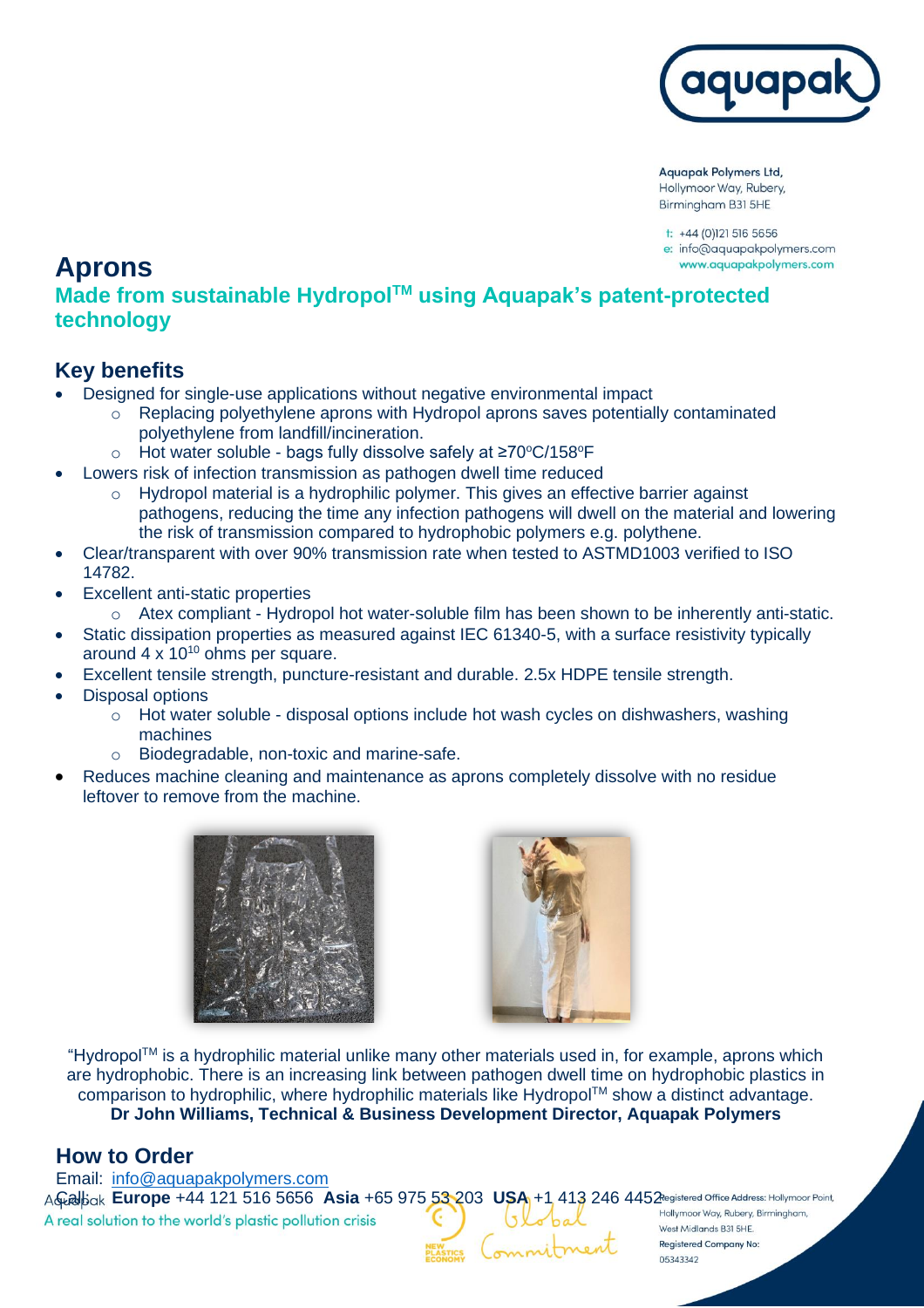Aquapak Polymers Ltd,
Hollymoor Way, Rubery,
Birmingham B31 5HE

t: +44 (0)121 516 5656
e: info@aquapakpolymers.com
www.aquapakpolymers.com

# Aprons

## Made from sustainable Hydropol™ using Aquapak's patent-protected technology

### Key benefits

- Designed for single-use applications without negative environmental impact
  - Replacing polyethylene aprons with Hydropol aprons saves potentially contaminated polyethylene from landfill/incineration.
  - Hot water soluble - bags fully dissolve safely at ≥70ºC/158ºF
- Lowers risk of infection transmission as pathogen dwell time reduced
  - Hydropol material is a hydrophilic polymer. This gives an effective barrier against pathogens, reducing the time any infection pathogens will dwell on the material and lowering the risk of transmission compared to hydrophobic polymers e.g. polythene.
- Clear/transparent with over 90% transmission rate when tested to ASTMD1003 verified to ISO 14782.
- Excellent anti-static properties
  - Atex compliant - Hydropol hot water-soluble film has been shown to be inherently anti-static.
- Static dissipation properties as measured against IEC 61340-5, with a surface resistivity typically around $4 \times 10^{10}$ ohms per square.
- Excellent tensile strength, puncture-resistant and durable. 2.5x HDPE tensile strength.
- Disposal options
  - Hot water soluble - disposal options include hot wash cycles on dishwashers, washing machines
  - Biodegradable, non-toxic and marine-safe.
- Reduces machine cleaning and maintenance as aprons completely dissolve with no residue leftover to remove from the machine.

"Hydropol™ is a hydrophilic material unlike many other materials used in, for example, aprons which are hydrophobic. There is an increasing link between pathogen dwell time on hydrophobic plastics in comparison to hydrophilic, where hydrophilic materials like Hydropol™ show a distinct advantage.
**Dr John Williams, Technical & Business Development Director, Aquapak Polymers**

### How to Order

Email: info@aquapakpolymers.com
Call: **Europe** +44 121 516 5656 **Asia** +65 975 53 203 **USA** +1 413 246 4452

Aquapak
A real solution to the world's plastic pollution crisis

Registered Office Address: Hollymoor Point, Hollymoor Way, Rubery, Birmingham, West Midlands B31 5HE.
Registered Company No: 05343342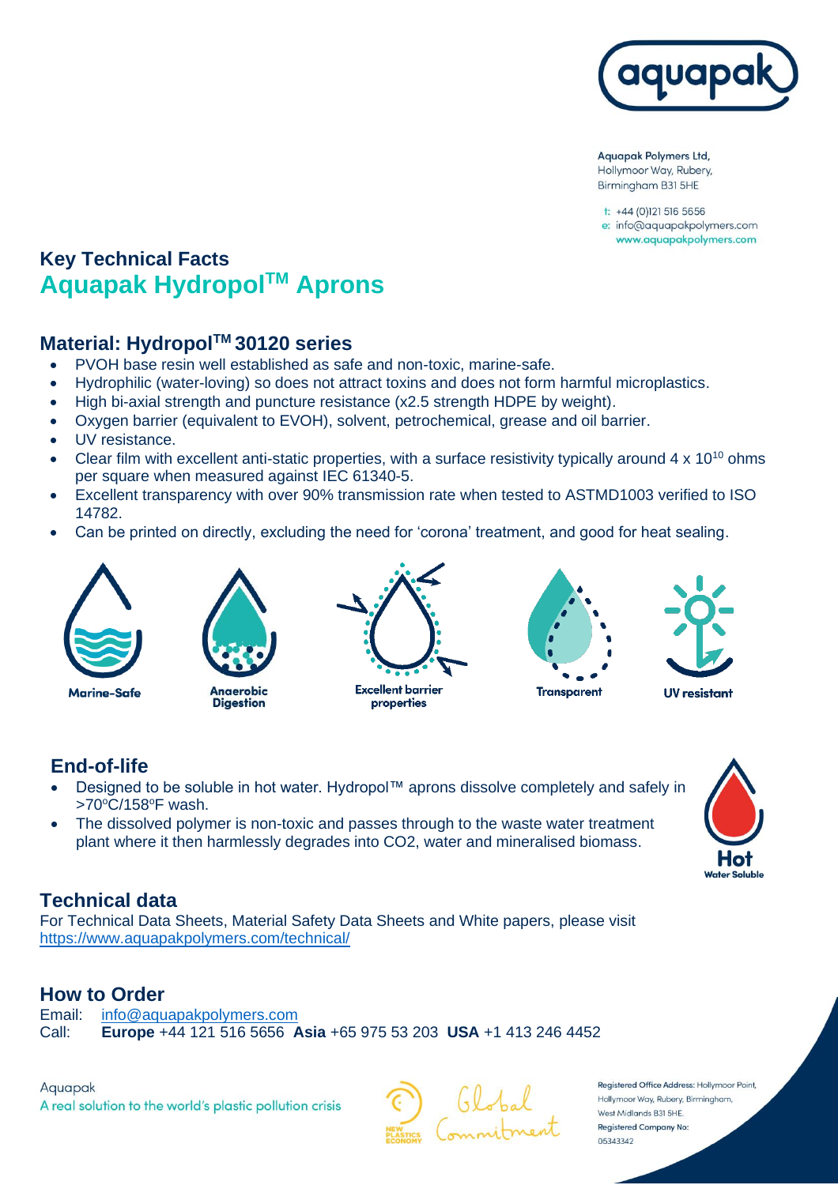Aquapak Polymers Ltd,
Hollymoor Way, Rubery,
Birmingham B31 5HE

t: +44 (0)121 516 5656
e: info@aquapakpolymers.com
www.aquapakpolymers.com

## Key Technical Facts

# Aquapak Hydropol™ Aprons

### Material: Hydropol™ 30120 series

- PVOH base resin well established as safe and non-toxic, marine-safe.
- Hydrophilic (water-loving) so does not attract toxins and does not form harmful microplastics.
- High bi-axial strength and puncture resistance (x2.5 strength HDPE by weight).
- Oxygen barrier (equivalent to EVOH), solvent, petrochemical, grease and oil barrier.
- UV resistance.
- Clear film with excellent anti-static properties, with a surface resistivity typically around $4 \times 10^{10}$ ohms per square when measured against IEC 61340-5.
- Excellent transparency with over 90% transmission rate when tested to ASTMD1003 verified to ISO 14782.
- Can be printed on directly, excluding the need for 'corona' treatment, and good for heat sealing.

Marine-Safe

Anaerobic Digestion

Excellent barrier properties

Transparent

UV resistant

### End-of-life

- Designed to be soluble in hot water. Hydropol™ aprons dissolve completely and safely in >70ºC/158ºF wash.
- The dissolved polymer is non-toxic and passes through to the waste water treatment plant where it then harmlessly degrades into CO2, water and mineralised biomass.

Hot
Water Soluble

### Technical data

For Technical Data Sheets, Material Safety Data Sheets and White papers, please visit https://www.aquapakpolymers.com/technical/

### How to Order

Email: info@aquapakpolymers.com
Call: **Europe** +44 121 516 5656 **Asia** +65 975 53 203 **USA** +1 413 246 4452

Aquapak
A real solution to the world's plastic pollution crisis

New Plastics Economy Global Commitment

Registered Office Address: Hollymoor Point, Hollymoor Way, Rubery, Birmingham, West Midlands B31 5HE.
Registered Company No: 05343342